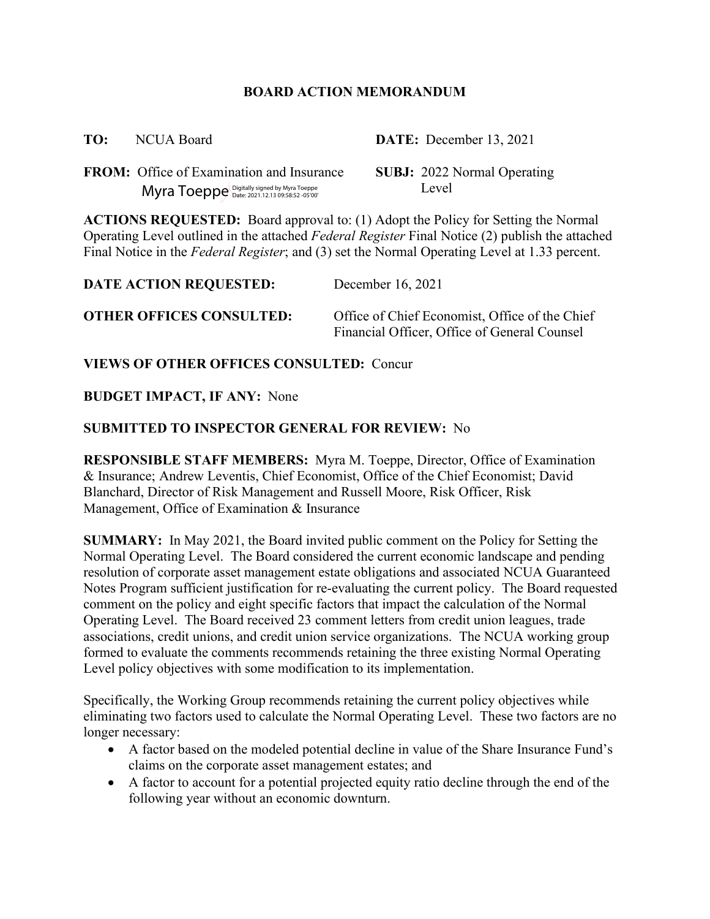# BOARD ACTION MEMORANDUM

**TO:** NCUA Board

**DATE:** December 13, 2021

**FROM:** Office of Examination and Insurance
Myra Toeppe Digitally signed by Myra Toeppe Date: 2021.12.13 09:58:52 -05'00'

**SUBJ:** 2022 Normal Operating Level

**ACTIONS REQUESTED:** Board approval to: (1) Adopt the Policy for Setting the Normal Operating Level outlined in the attached *Federal Register* Final Notice (2) publish the attached Final Notice in the *Federal Register*; and (3) set the Normal Operating Level at 1.33 percent.

**DATE ACTION REQUESTED:** December 16, 2021

**OTHER OFFICES CONSULTED:** Office of Chief Economist, Office of the Chief Financial Officer, Office of General Counsel

**VIEWS OF OTHER OFFICES CONSULTED:** Concur

**BUDGET IMPACT, IF ANY:** None

**SUBMITTED TO INSPECTOR GENERAL FOR REVIEW:** No

**RESPONSIBLE STAFF MEMBERS:** Myra M. Toeppe, Director, Office of Examination & Insurance; Andrew Leventis, Chief Economist, Office of the Chief Economist; David Blanchard, Director of Risk Management and Russell Moore, Risk Officer, Risk Management, Office of Examination & Insurance

**SUMMARY:** In May 2021, the Board invited public comment on the Policy for Setting the Normal Operating Level. The Board considered the current economic landscape and pending resolution of corporate asset management estate obligations and associated NCUA Guaranteed Notes Program sufficient justification for re-evaluating the current policy. The Board requested comment on the policy and eight specific factors that impact the calculation of the Normal Operating Level. The Board received 23 comment letters from credit union leagues, trade associations, credit unions, and credit union service organizations. The NCUA working group formed to evaluate the comments recommends retaining the three existing Normal Operating Level policy objectives with some modification to its implementation.

Specifically, the Working Group recommends retaining the current policy objectives while eliminating two factors used to calculate the Normal Operating Level. These two factors are no longer necessary:

- A factor based on the modeled potential decline in value of the Share Insurance Fund's claims on the corporate asset management estates; and
- A factor to account for a potential projected equity ratio decline through the end of the following year without an economic downturn.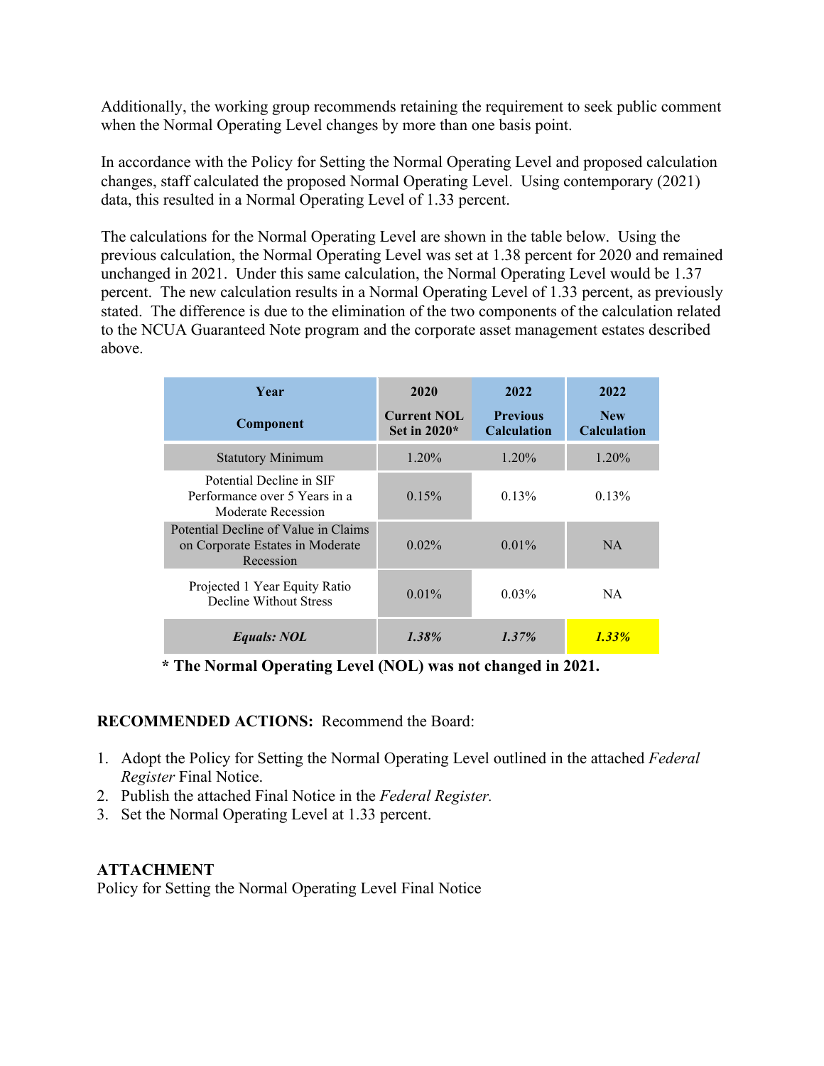Additionally, the working group recommends retaining the requirement to seek public comment when the Normal Operating Level changes by more than one basis point.

In accordance with the Policy for Setting the Normal Operating Level and proposed calculation changes, staff calculated the proposed Normal Operating Level. Using contemporary (2021) data, this resulted in a Normal Operating Level of 1.33 percent.

The calculations for the Normal Operating Level are shown in the table below. Using the previous calculation, the Normal Operating Level was set at 1.38 percent for 2020 and remained unchanged in 2021. Under this same calculation, the Normal Operating Level would be 1.37 percent. The new calculation results in a Normal Operating Level of 1.33 percent, as previously stated. The difference is due to the elimination of the two components of the calculation related to the NCUA Guaranteed Note program and the corporate asset management estates described above.

| **Year**<br><br>**Component** | **2020**<br><br>**Current NOL Set in 2020*** | **2022**<br><br>**Previous Calculation** | **2022**<br><br>**New Calculation** |
|---|---|---|---|
| Statutory Minimum | 1.20% | 1.20% | 1.20% |
| Potential Decline in SIF Performance over 5 Years in a Moderate Recession | 0.15% | 0.13% | 0.13% |
| Potential Decline of Value in Claims on Corporate Estates in Moderate Recession | 0.02% | 0.01% | NA |
| Projected 1 Year Equity Ratio Decline Without Stress | 0.01% | 0.03% | NA |
| ***Equals: NOL*** | ***1.38%*** | ***1.37%*** | ***1.33%*** |

**\* The Normal Operating Level (NOL) was not changed in 2021.**

**RECOMMENDED ACTIONS:** Recommend the Board:

1. Adopt the Policy for Setting the Normal Operating Level outlined in the attached *Federal Register* Final Notice.
2. Publish the attached Final Notice in the *Federal Register.*
3. Set the Normal Operating Level at 1.33 percent.

**ATTACHMENT**

Policy for Setting the Normal Operating Level Final Notice